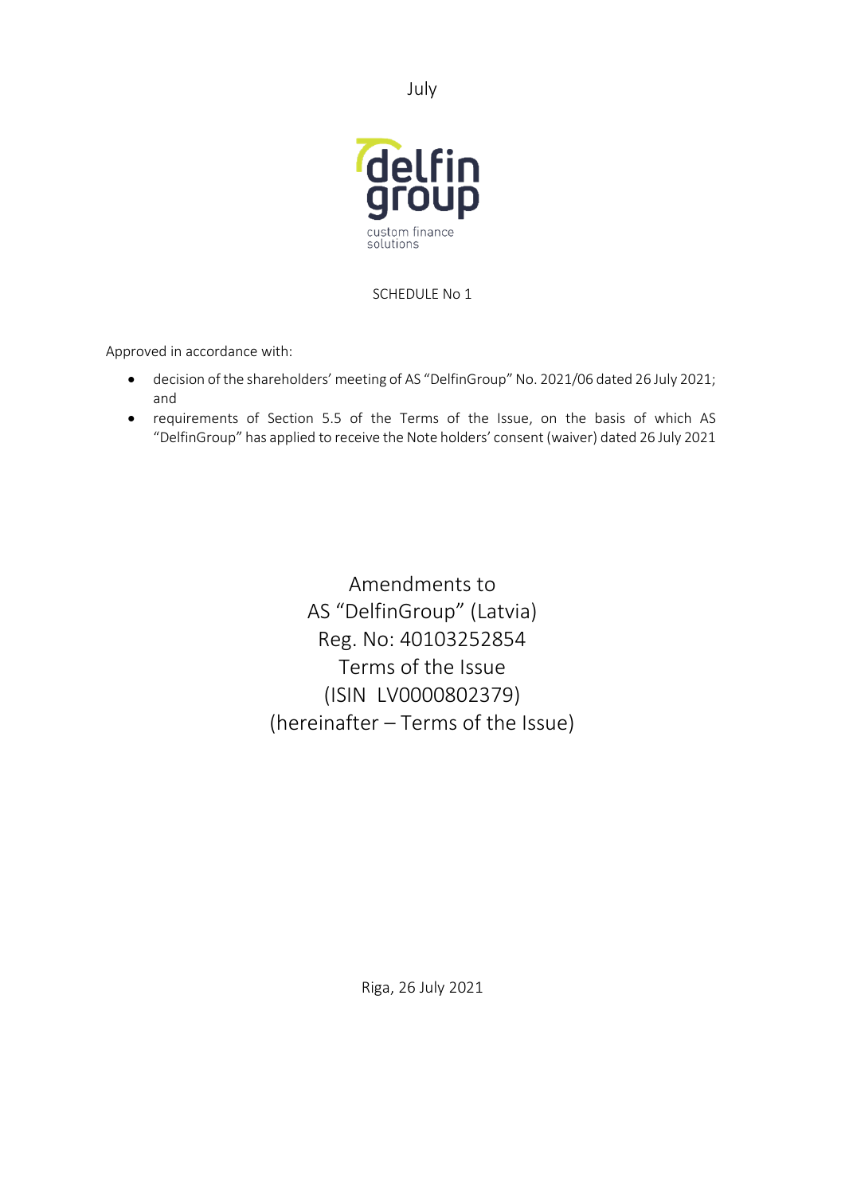July

SCHEDULE No 1

Approved in accordance with:

- decision of the shareholders' meeting of AS "DelfinGroup" No. 2021/06 dated 26 July 2021; and
- requirements of Section 5.5 of the Terms of the Issue, on the basis of which AS "DelfinGroup" has applied to receive the Note holders' consent (waiver) dated 26 July 2021

# Amendments to AS "DelfinGroup" (Latvia) Reg. No: 40103252854 Terms of the Issue (ISIN LV0000802379) (hereinafter – Terms of the Issue)

Riga, 26 July 2021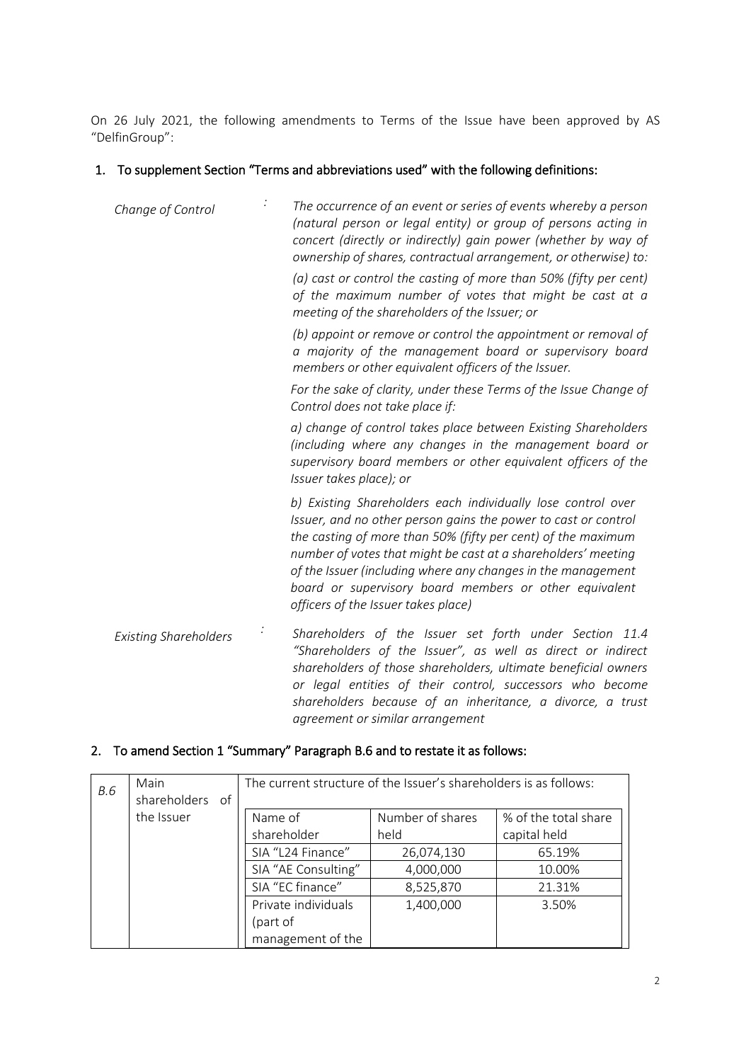On 26 July 2021, the following amendments to Terms of the Issue have been approved by AS "DelfinGroup":

1. **To supplement Section "Terms and abbreviations used" with the following definitions:**

| | | |
|---|---|---|
| *Change of Control* | : | *The occurrence of an event or series of events whereby a person (natural person or legal entity) or group of persons acting in concert (directly or indirectly) gain power (whether by way of ownership of shares, contractual arrangement, or otherwise) to:*<br><br>*(a) cast or control the casting of more than 50% (fifty per cent) of the maximum number of votes that might be cast at a meeting of the shareholders of the Issuer; or*<br><br>*(b) appoint or remove or control the appointment or removal of a majority of the management board or supervisory board members or other equivalent officers of the Issuer.*<br><br>*For the sake of clarity, under these Terms of the Issue Change of Control does not take place if:*<br><br>*a) change of control takes place between Existing Shareholders (including where any changes in the management board or supervisory board members or other equivalent officers of the Issuer takes place); or*<br><br>*b) Existing Shareholders each individually lose control over Issuer, and no other person gains the power to cast or control the casting of more than 50% (fifty per cent) of the maximum number of votes that might be cast at a shareholders' meeting of the Issuer (including where any changes in the management board or supervisory board members or other equivalent officers of the Issuer takes place)* |
| *Existing Shareholders* | : | *Shareholders of the Issuer set forth under Section 11.4 "Shareholders of the Issuer", as well as direct or indirect shareholders of those shareholders, ultimate beneficial owners or legal entities of their control, successors who become shareholders because of an inheritance, a divorce, a trust agreement or similar arrangement* |

2. **To amend Section 1 "Summary" Paragraph B.6 and to restate it as follows:**

*B.6* | Main shareholders of the Issuer | The current structure of the Issuer's shareholders is as follows:

| Name of shareholder | Number of shares held | % of the total share capital held |
|---|---|---|
| SIA "L24 Finance" | 26,074,130 | 65.19% |
| SIA "AE Consulting" | 4,000,000 | 10.00% |
| SIA "EC finance" | 8,525,870 | 21.31% |
| Private individuals (part of management of the | 1,400,000 | 3.50% |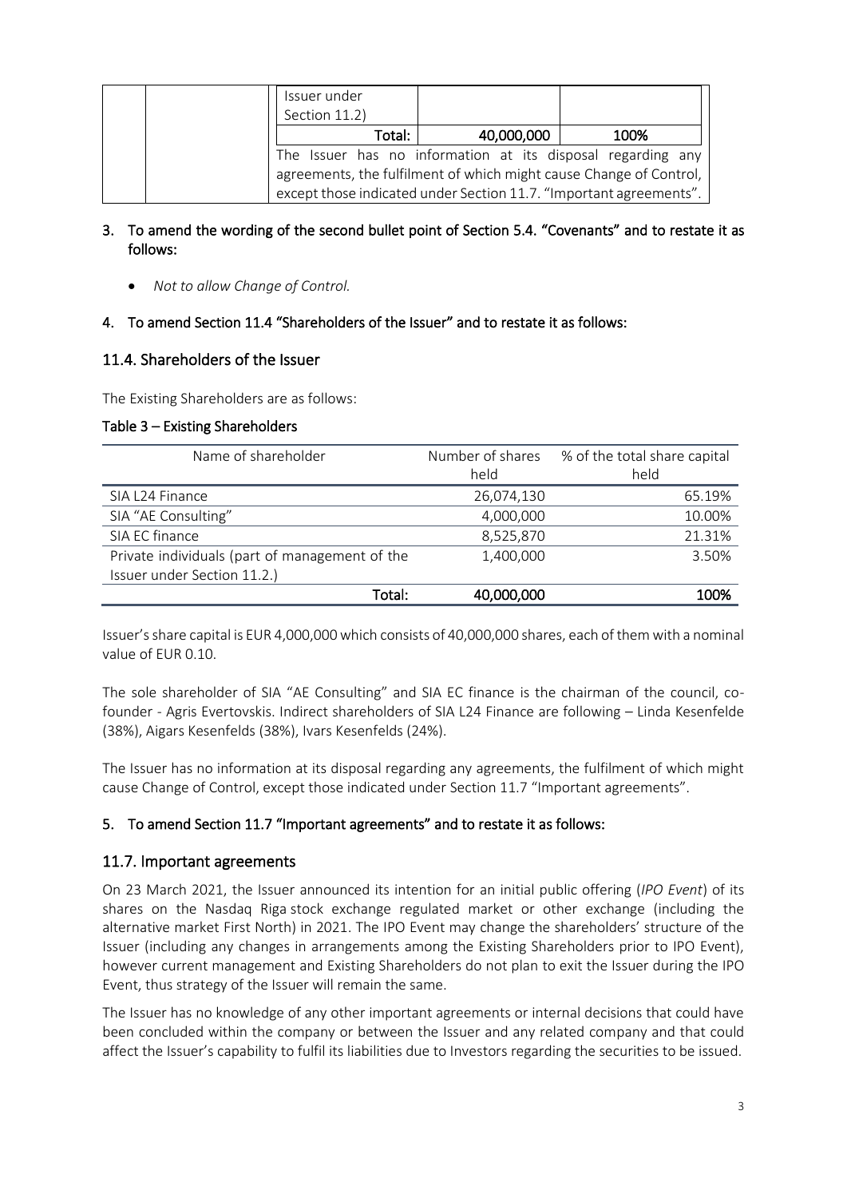| | | | | |
|---|---|---|---|---|
| | | Issuer under Section 11.2) | | |
| | | Total: | 40,000,000 | 100% |
| | | The Issuer has no information at its disposal regarding any agreements, the fulfilment of which might cause Change of Control, except those indicated under Section 11.7. "Important agreements". | | |

3. **To amend the wording of the second bullet point of Section 5.4. "Covenants" and to restate it as follows:**

   - *Not to allow Change of Control.*

4. **To amend Section 11.4 "Shareholders of the Issuer" and to restate it as follows:**

## 11.4. Shareholders of the Issuer

The Existing Shareholders are as follows:

**Table 3 – Existing Shareholders**

| Name of shareholder | Number of shares held | % of the total share capital held |
|---|---|---|
| SIA L24 Finance | 26,074,130 | 65.19% |
| SIA "AE Consulting" | 4,000,000 | 10.00% |
| SIA EC finance | 8,525,870 | 21.31% |
| Private individuals (part of management of the Issuer under Section 11.2.) | 1,400,000 | 3.50% |
| Total: | **40,000,000** | **100%** |

Issuer's share capital is EUR 4,000,000 which consists of 40,000,000 shares, each of them with a nominal value of EUR 0.10.

The sole shareholder of SIA "AE Consulting" and SIA EC finance is the chairman of the council, co-founder - Agris Evertovskis. Indirect shareholders of SIA L24 Finance are following – Linda Kesenfelde (38%), Aigars Kesenfelds (38%), Ivars Kesenfelds (24%).

The Issuer has no information at its disposal regarding any agreements, the fulfilment of which might cause Change of Control, except those indicated under Section 11.7 "Important agreements".

5. **To amend Section 11.7 "Important agreements" and to restate it as follows:**

## 11.7. Important agreements

On 23 March 2021, the Issuer announced its intention for an initial public offering (*IPO Event*) of its shares on the Nasdaq Riga stock exchange regulated market or other exchange (including the alternative market First North) in 2021. The IPO Event may change the shareholders' structure of the Issuer (including any changes in arrangements among the Existing Shareholders prior to IPO Event), however current management and Existing Shareholders do not plan to exit the Issuer during the IPO Event, thus strategy of the Issuer will remain the same.

The Issuer has no knowledge of any other important agreements or internal decisions that could have been concluded within the company or between the Issuer and any related company and that could affect the Issuer's capability to fulfil its liabilities due to Investors regarding the securities to be issued.